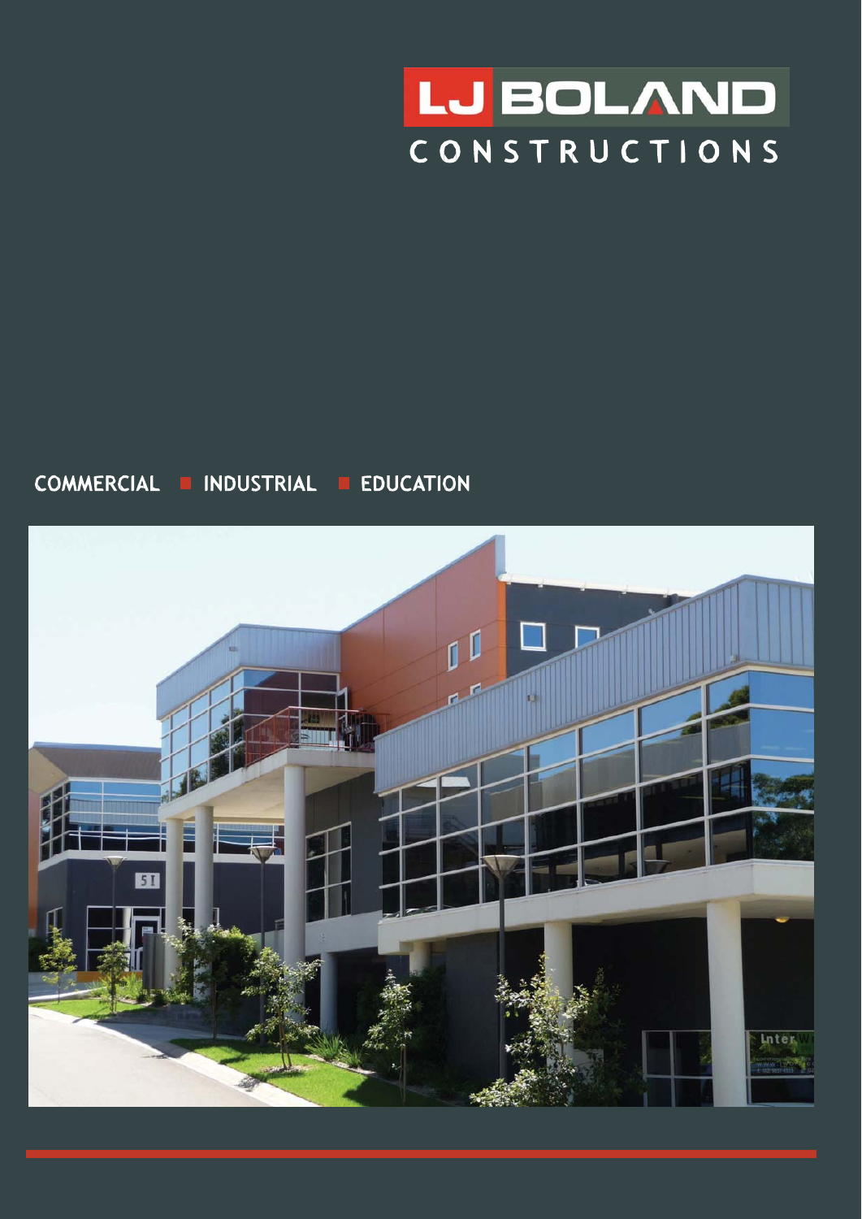# LJ BOLAND CONSTRUCTIONS

COMMERCIAL ■ INDUSTRIAL ■ EDUCATION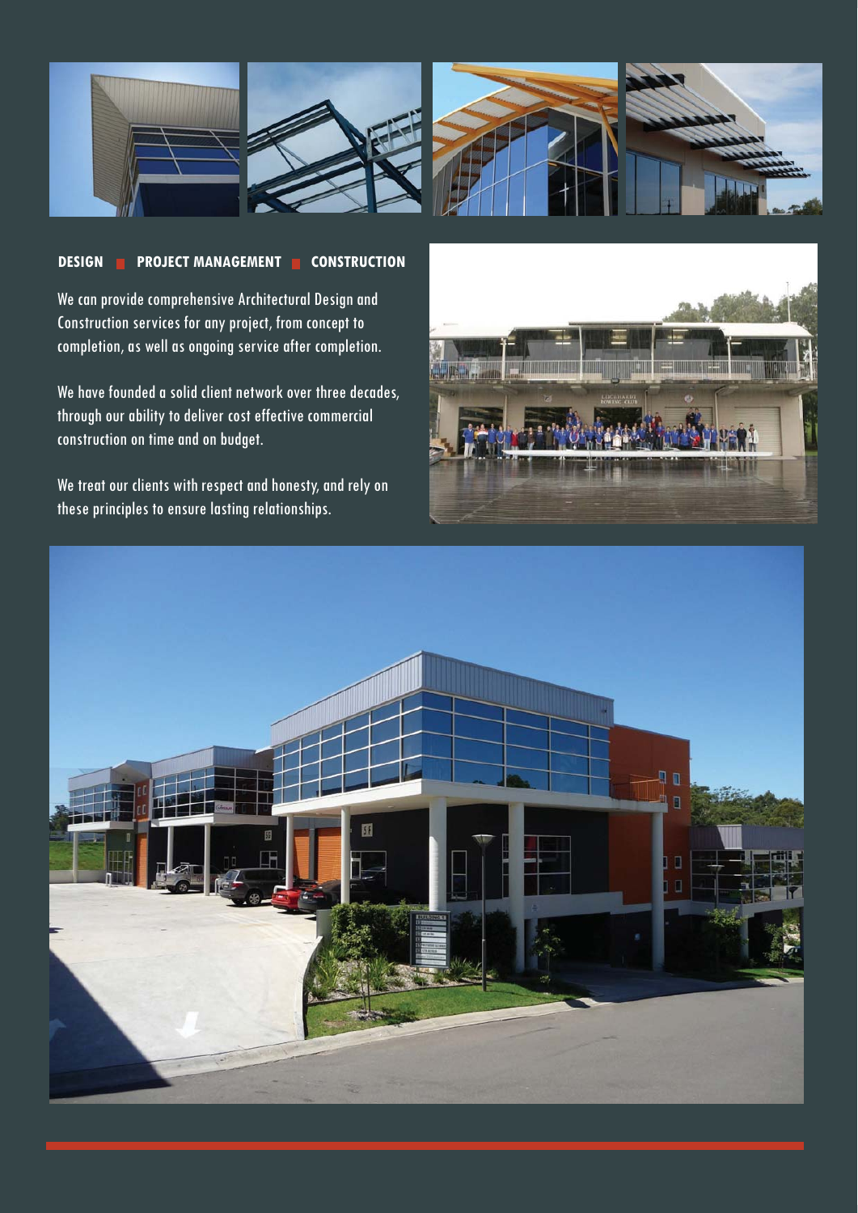**DESIGN ■ PROJECT MANAGEMENT ■ CONSTRUCTION**

We can provide comprehensive Architectural Design and Construction services for any project, from concept to completion, as well as ongoing service after completion.

We have founded a solid client network over three decades, through our ability to deliver cost effective commercial construction on time and on budget.

We treat our clients with respect and honesty, and rely on these principles to ensure lasting relationships.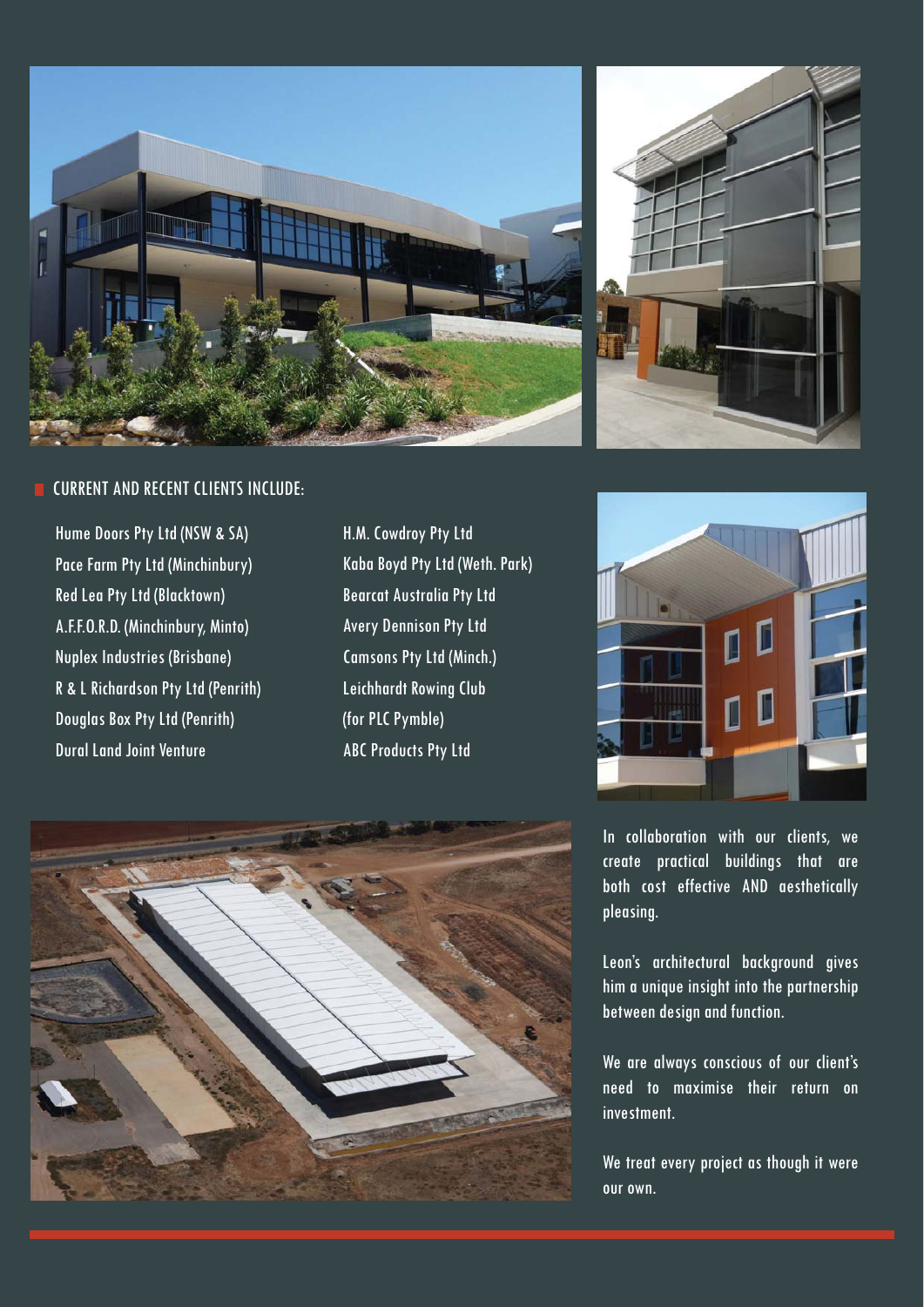## CURRENT AND RECENT CLIENTS INCLUDE:

- Hume Doors Pty Ltd (NSW & SA)
- Pace Farm Pty Ltd (Minchinbury)
- Red Lea Pty Ltd (Blacktown)
- A.F.F.O.R.D. (Minchinbury, Minto)
- Nuplex Industries (Brisbane)
- R & L Richardson Pty Ltd (Penrith)
- Douglas Box Pty Ltd (Penrith)
- Dural Land Joint Venture
- H.M. Cowdroy Pty Ltd
- Kaba Boyd Pty Ltd (Weth. Park)
- Bearcat Australia Pty Ltd
- Avery Dennison Pty Ltd
- Camsons Pty Ltd (Minch.)
- Leichhardt Rowing Club (for PLC Pymble)
- ABC Products Pty Ltd

In collaboration with our clients, we create practical buildings that are both cost effective AND aesthetically pleasing.

Leon's architectural background gives him a unique insight into the partnership between design and function.

We are always conscious of our client's need to maximise their return on investment.

We treat every project as though it were our own.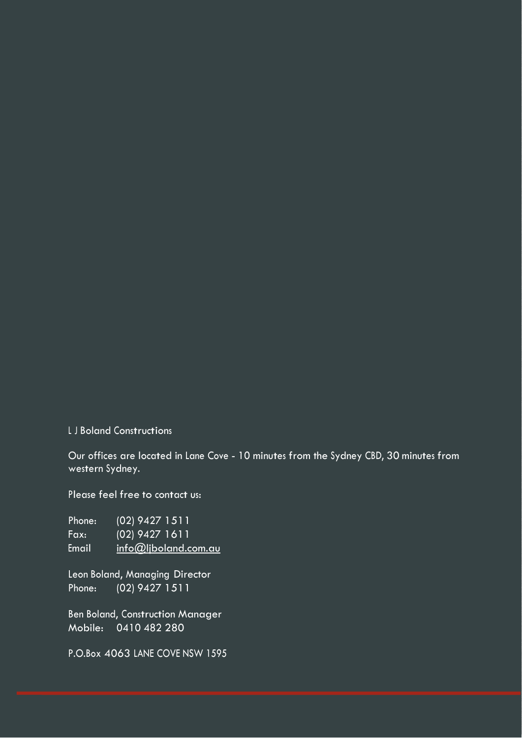L J Boland Constructions

Our offices are located in Lane Cove - 10 minutes from the Sydney CBD, 30 minutes from western Sydney.

Please feel free to contact us:

Phone: (02) 9427 1511
Fax: (02) 9427 1611
Email info@ljboland.com.au

Leon Boland, Managing Director
Phone: (02) 9427 1511

Ben Boland, Construction Manager
Mobile: 0410 482 280

P.O.Box 4063 LANE COVE NSW 1595